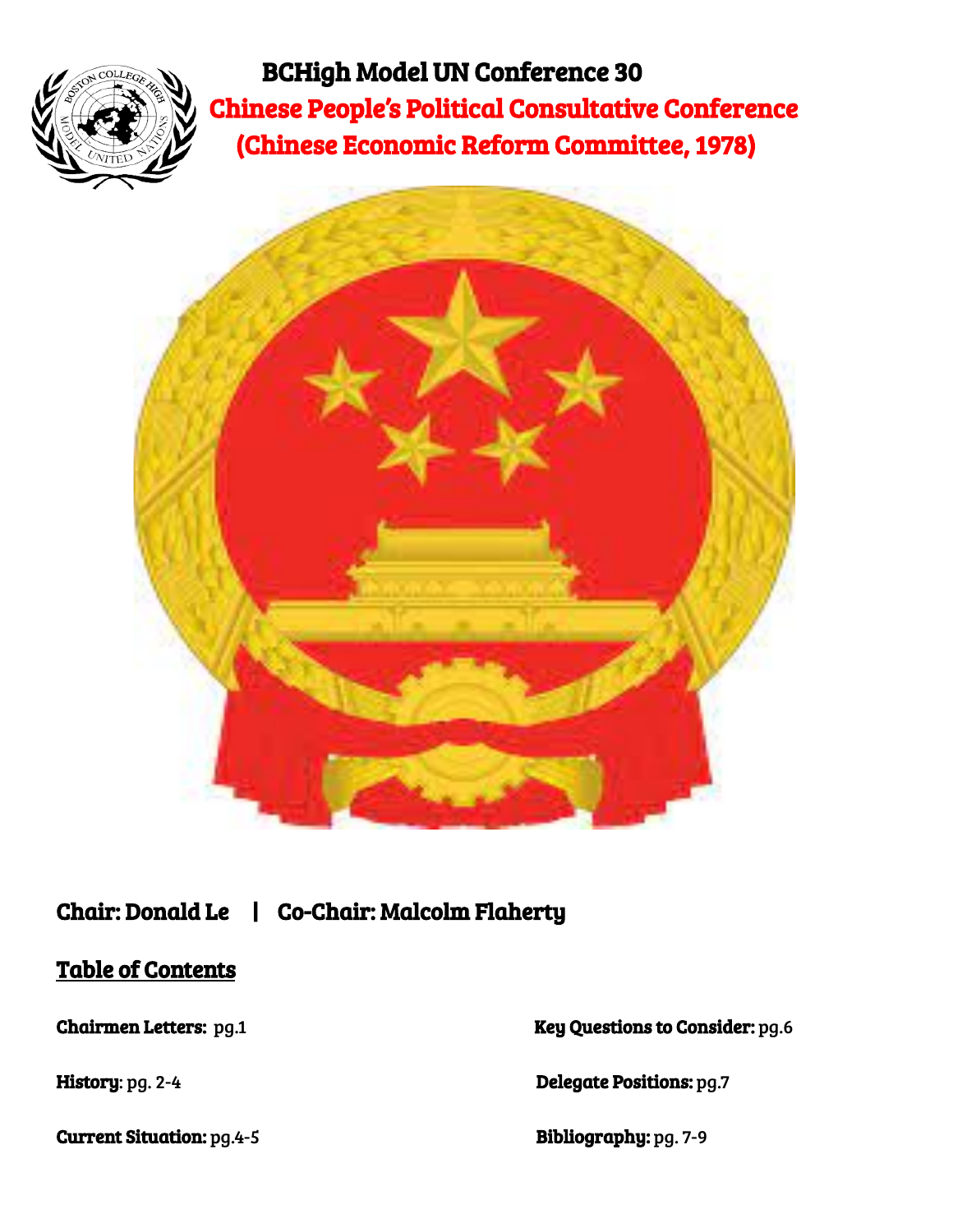# BCHigh Model UN Conference 30

## Chinese People's Political Consultative Conference

## (Chinese Economic Reform Committee, 1978)

**Chair: Donald Le | Co-Chair: Malcolm Flaherty**

## Table of Contents

**Chairmen Letters:** pg.1

**History**: pg. 2-4

**Current Situation:** pg.4-5

**Key Questions to Consider:** pg.6

**Delegate Positions:** pg.7

**Bibliography:** pg. 7-9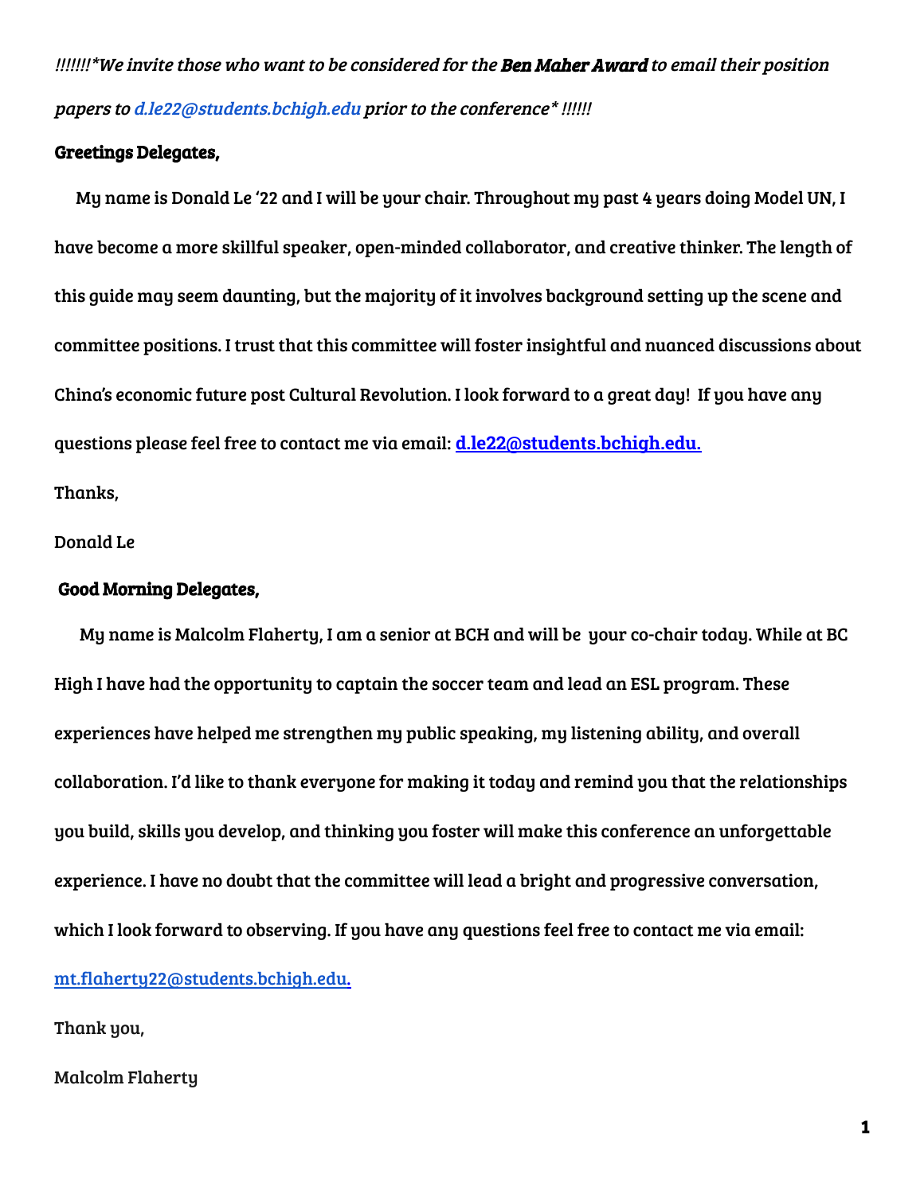*!!!!!!*We invite those who want to be considered for the **Ben Maher Award** to email their position papers to d.le22@students.bchigh.edu prior to the conference* !!!!!!*

**Greetings Delegates,**

My name is Donald Le '22 and I will be your chair. Throughout my past 4 years doing Model UN, I have become a more skillful speaker, open-minded collaborator, and creative thinker. The length of this guide may seem daunting, but the majority of it involves background setting up the scene and committee positions. I trust that this committee will foster insightful and nuanced discussions about China's economic future post Cultural Revolution. I look forward to a great day! If you have any questions please feel free to contact me via email: d.le22@students.bchigh.edu.

Thanks,

Donald Le

**Good Morning Delegates,**

My name is Malcolm Flaherty, I am a senior at BCH and will be your co-chair today. While at BC High I have had the opportunity to captain the soccer team and lead an ESL program. These experiences have helped me strengthen my public speaking, my listening ability, and overall collaboration. I'd like to thank everyone for making it today and remind you that the relationships you build, skills you develop, and thinking you foster will make this conference an unforgettable experience. I have no doubt that the committee will lead a bright and progressive conversation, which I look forward to observing. If you have any questions feel free to contact me via email: mt.flaherty22@students.bchigh.edu.

Thank you,

Malcolm Flaherty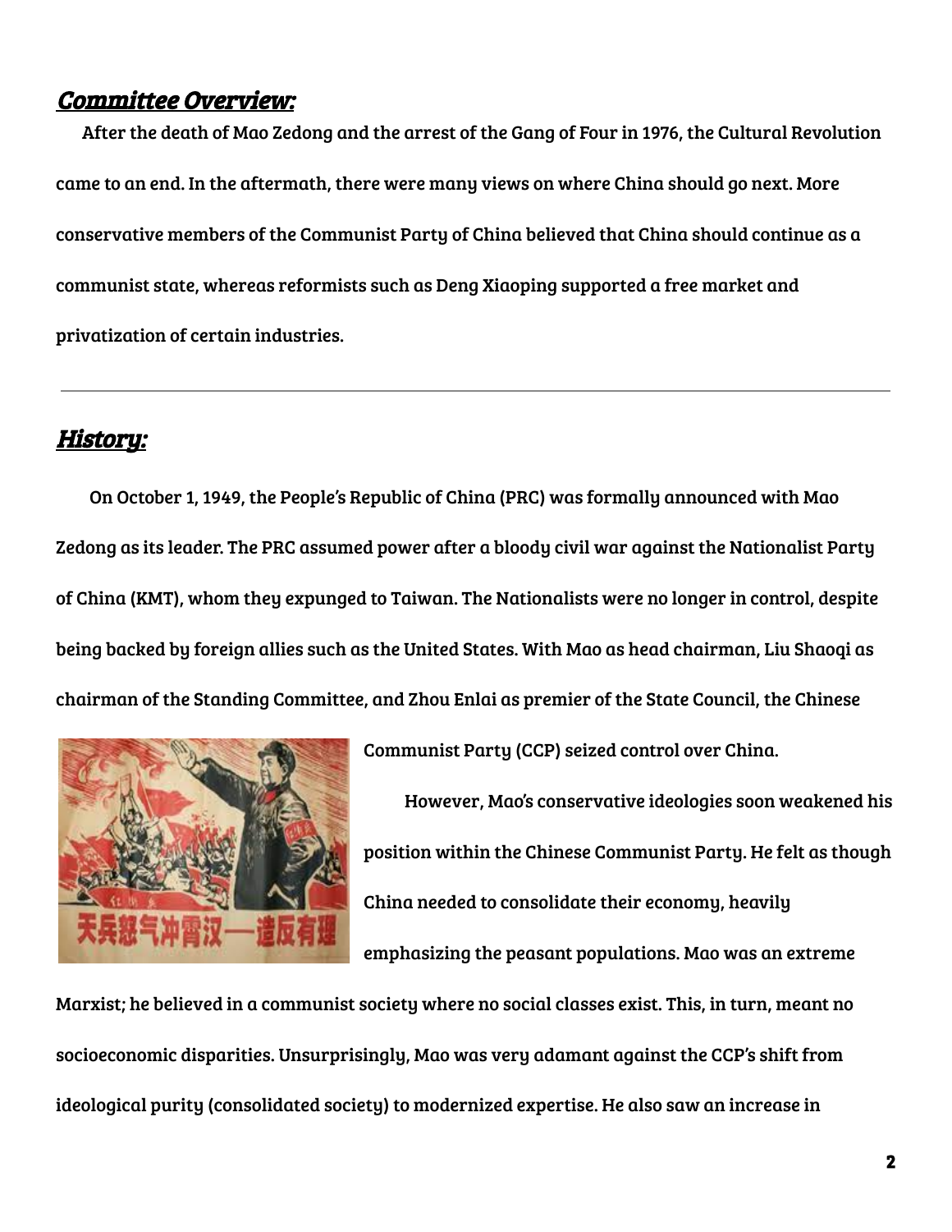## ***Committee Overview:***

After the death of Mao Zedong and the arrest of the Gang of Four in 1976, the Cultural Revolution came to an end. In the aftermath, there were many views on where China should go next. More conservative members of the Communist Party of China believed that China should continue as a communist state, whereas reformists such as Deng Xiaoping supported a free market and privatization of certain industries.

---

## ***History:***

On October 1, 1949, the People's Republic of China (PRC) was formally announced with Mao Zedong as its leader. The PRC assumed power after a bloody civil war against the Nationalist Party of China (KMT), whom they expunged to Taiwan. The Nationalists were no longer in control, despite being backed by foreign allies such as the United States. With Mao as head chairman, Liu Shaoqi as chairman of the Standing Committee, and Zhou Enlai as premier of the State Council, the Chinese Communist Party (CCP) seized control over China.

However, Mao's conservative ideologies soon weakened his position within the Chinese Communist Party. He felt as though China needed to consolidate their economy, heavily emphasizing the peasant populations. Mao was an extreme Marxist; he believed in a communist society where no social classes exist. This, in turn, meant no socioeconomic disparities. Unsurprisingly, Mao was very adamant against the CCP's shift from ideological purity (consolidated society) to modernized expertise. He also saw an increase in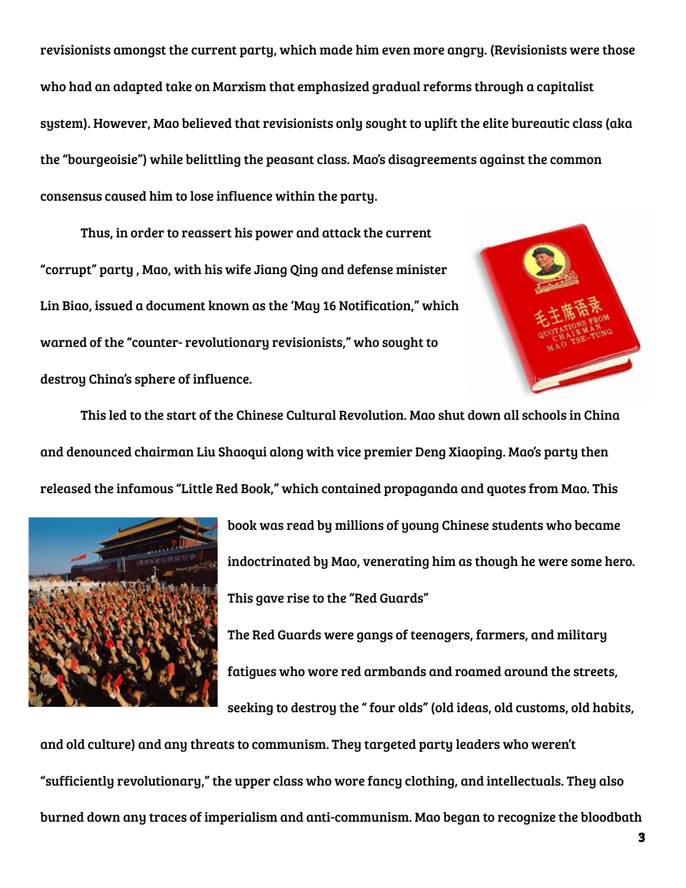revisionists amongst the current party, which made him even more angry. (Revisionists were those who had an adapted take on Marxism that emphasized gradual reforms through a capitalist system). However, Mao believed that revisionists only sought to uplift the elite bureautic class (aka the "bourgeoisie") while belittling the peasant class. Mao's disagreements against the common consensus caused him to lose influence within the party.

Thus, in order to reassert his power and attack the current "corrupt" party , Mao, with his wife Jiang Qing and defense minister Lin Biao, issued a document known as the 'May 16 Notification," which warned of the "counter- revolutionary revisionists," who sought to destroy China's sphere of influence.

This led to the start of the Chinese Cultural Revolution. Mao shut down all schools in China and denounced chairman Liu Shaoqui along with vice premier Deng Xiaoping. Mao's party then released the infamous "Little Red Book," which contained propaganda and quotes from Mao. This book was read by millions of young Chinese students who became indoctrinated by Mao, venerating him as though he were some hero. This gave rise to the "Red Guards"

The Red Guards were gangs of teenagers, farmers, and military fatigues who wore red armbands and roamed around the streets, seeking to destroy the " four olds" (old ideas, old customs, old habits, and old culture) and any threats to communism. They targeted party leaders who weren't "sufficiently revolutionary," the upper class who wore fancy clothing, and intellectuals. They also burned down any traces of imperialism and anti-communism. Mao began to recognize the bloodbath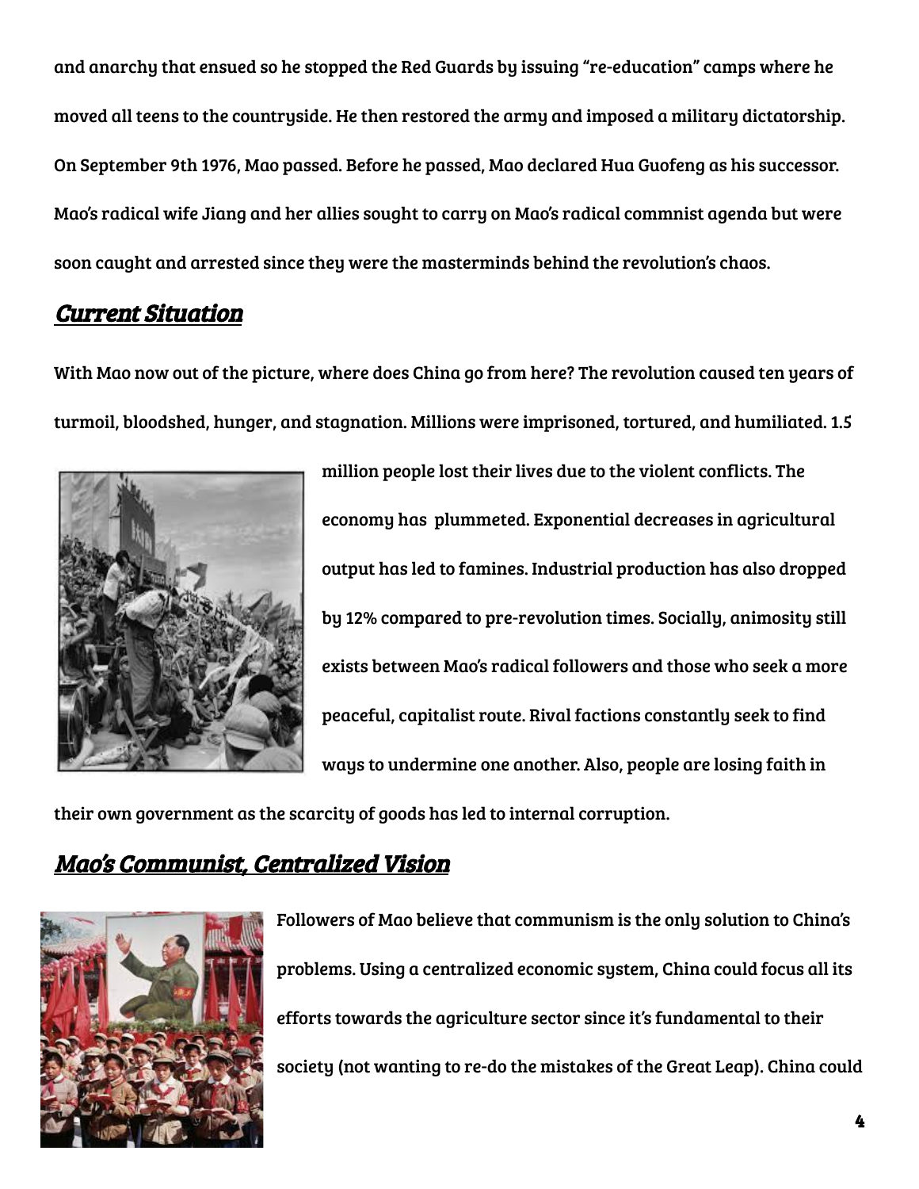and anarchy that ensued so he stopped the Red Guards by issuing "re-education" camps where he moved all teens to the countryside. He then restored the army and imposed a military dictatorship. On September 9th 1976, Mao passed. Before he passed, Mao declared Hua Guofeng as his successor. Mao's radical wife Jiang and her allies sought to carry on Mao's radical commnist agenda but were soon caught and arrested since they were the masterminds behind the revolution's chaos.

## ***Current Situation***

With Mao now out of the picture, where does China go from here? The revolution caused ten years of turmoil, bloodshed, hunger, and stagnation. Millions were imprisoned, tortured, and humiliated. 1.5 million people lost their lives due to the violent conflicts. The economy has plummeted. Exponential decreases in agricultural output has led to famines. Industrial production has also dropped by 12% compared to pre-revolution times. Socially, animosity still exists between Mao's radical followers and those who seek a more peaceful, capitalist route. Rival factions constantly seek to find ways to undermine one another. Also, people are losing faith in their own government as the scarcity of goods has led to internal corruption.

## ***Mao's Communist, Centralized Vision***

Followers of Mao believe that communism is the only solution to China's problems. Using a centralized economic system, China could focus all its efforts towards the agriculture sector since it's fundamental to their society (not wanting to re-do the mistakes of the Great Leap). China could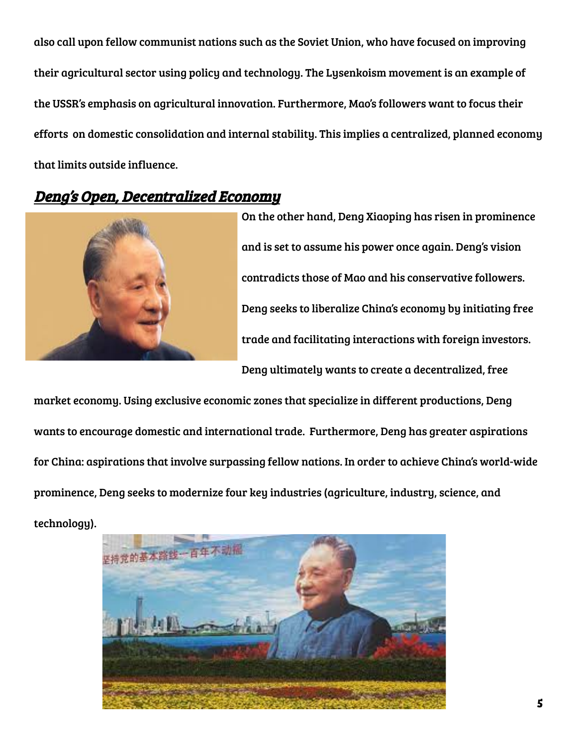also call upon fellow communist nations such as the Soviet Union, who have focused on improving their agricultural sector using policy and technology. The Lysenkoism movement is an example of the USSR's emphasis on agricultural innovation. Furthermore, Mao's followers want to focus their efforts on domestic consolidation and internal stability. This implies a centralized, planned economy that limits outside influence.

## ***Deng's Open, Decentralized Economy***

On the other hand, Deng Xiaoping has risen in prominence and is set to assume his power once again. Deng's vision contradicts those of Mao and his conservative followers. Deng seeks to liberalize China's economy by initiating free trade and facilitating interactions with foreign investors. Deng ultimately wants to create a decentralized, free market economy. Using exclusive economic zones that specialize in different productions, Deng wants to encourage domestic and international trade. Furthermore, Deng has greater aspirations for China: aspirations that involve surpassing fellow nations. In order to achieve China's world-wide prominence, Deng seeks to modernize four key industries (agriculture, industry, science, and technology).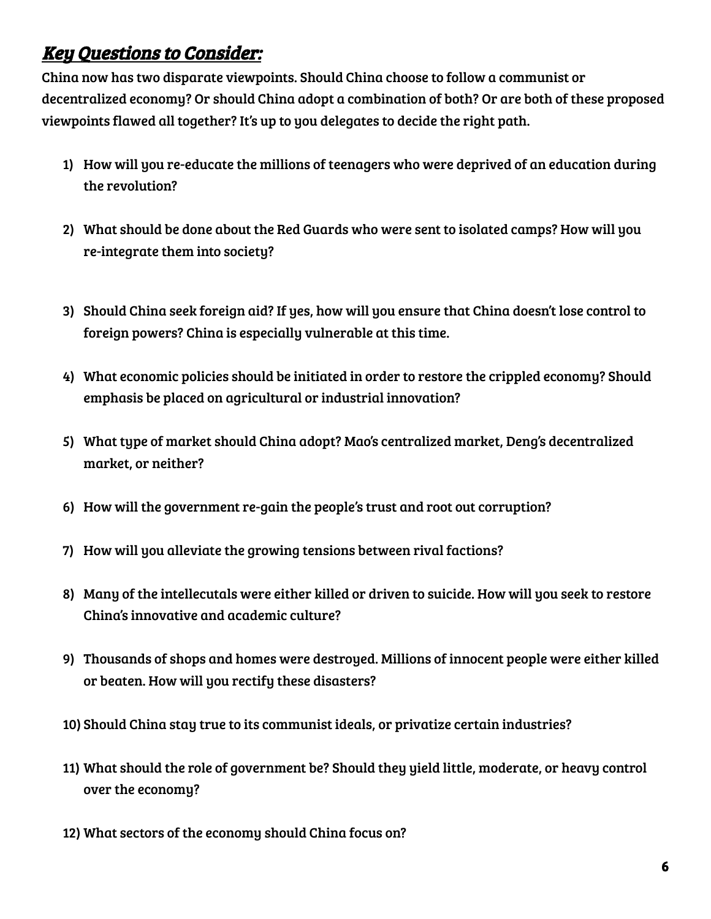## ***Key Questions to Consider:***

China now has two disparate viewpoints. Should China choose to follow a communist or decentralized economy? Or should China adopt a combination of both? Or are both of these proposed viewpoints flawed all together? It's up to you delegates to decide the right path.

1) How will you re-educate the millions of teenagers who were deprived of an education during the revolution?

2) What should be done about the Red Guards who were sent to isolated camps? How will you re-integrate them into society?

3) Should China seek foreign aid? If yes, how will you ensure that China doesn't lose control to foreign powers? China is especially vulnerable at this time.

4) What economic policies should be initiated in order to restore the crippled economy? Should emphasis be placed on agricultural or industrial innovation?

5) What type of market should China adopt? Mao's centralized market, Deng's decentralized market, or neither?

6) How will the government re-gain the people's trust and root out corruption?

7) How will you alleviate the growing tensions between rival factions?

8) Many of the intellecutals were either killed or driven to suicide. How will you seek to restore China's innovative and academic culture?

9) Thousands of shops and homes were destroyed. Millions of innocent people were either killed or beaten. How will you rectify these disasters?

10) Should China stay true to its communist ideals, or privatize certain industries?

11) What should the role of government be? Should they yield little, moderate, or heavy control over the economy?

12) What sectors of the economy should China focus on?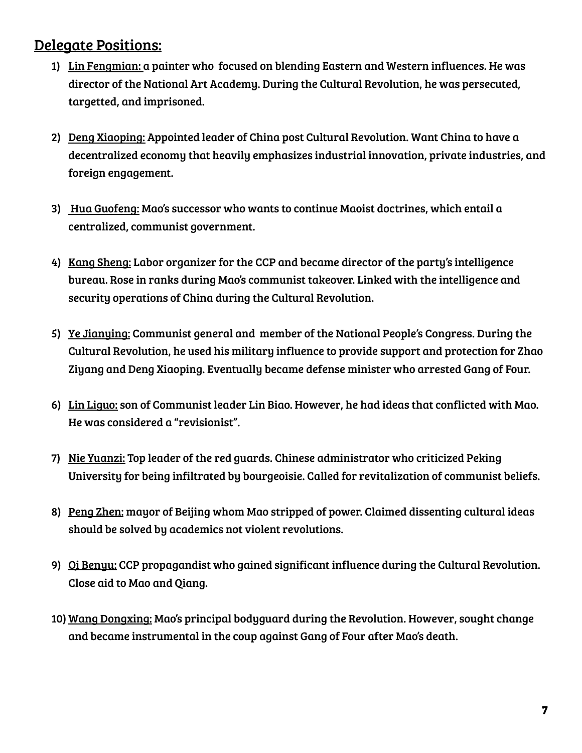## Delegate Positions:

1) Lin Fengmian: a painter who focused on blending Eastern and Western influences. He was director of the National Art Academy. During the Cultural Revolution, he was persecuted, targetted, and imprisoned.

2) Deng Xiaoping: Appointed leader of China post Cultural Revolution. Want China to have a decentralized economy that heavily emphasizes industrial innovation, private industries, and foreign engagement.

3) Hua Guofeng: Mao's successor who wants to continue Maoist doctrines, which entail a centralized, communist government.

4) Kang Sheng: Labor organizer for the CCP and became director of the party's intelligence bureau. Rose in ranks during Mao's communist takeover. Linked with the intelligence and security operations of China during the Cultural Revolution.

5) Ye Jianying: Communist general and member of the National People's Congress. During the Cultural Revolution, he used his military influence to provide support and protection for Zhao Ziyang and Deng Xiaoping. Eventually became defense minister who arrested Gang of Four.

6) Lin Liguo: son of Communist leader Lin Biao. However, he had ideas that conflicted with Mao. He was considered a "revisionist".

7) Nie Yuanzi: Top leader of the red guards. Chinese administrator who criticized Peking University for being infiltrated by bourgeoisie. Called for revitalization of communist beliefs.

8) Peng Zhen: mayor of Beijing whom Mao stripped of power. Claimed dissenting cultural ideas should be solved by academics not violent revolutions.

9) Qi Benyu: CCP propagandist who gained significant influence during the Cultural Revolution. Close aid to Mao and Qiang.

10) Wang Dongxing: Mao's principal bodyguard during the Revolution. However, sought change and became instrumental in the coup against Gang of Four after Mao's death.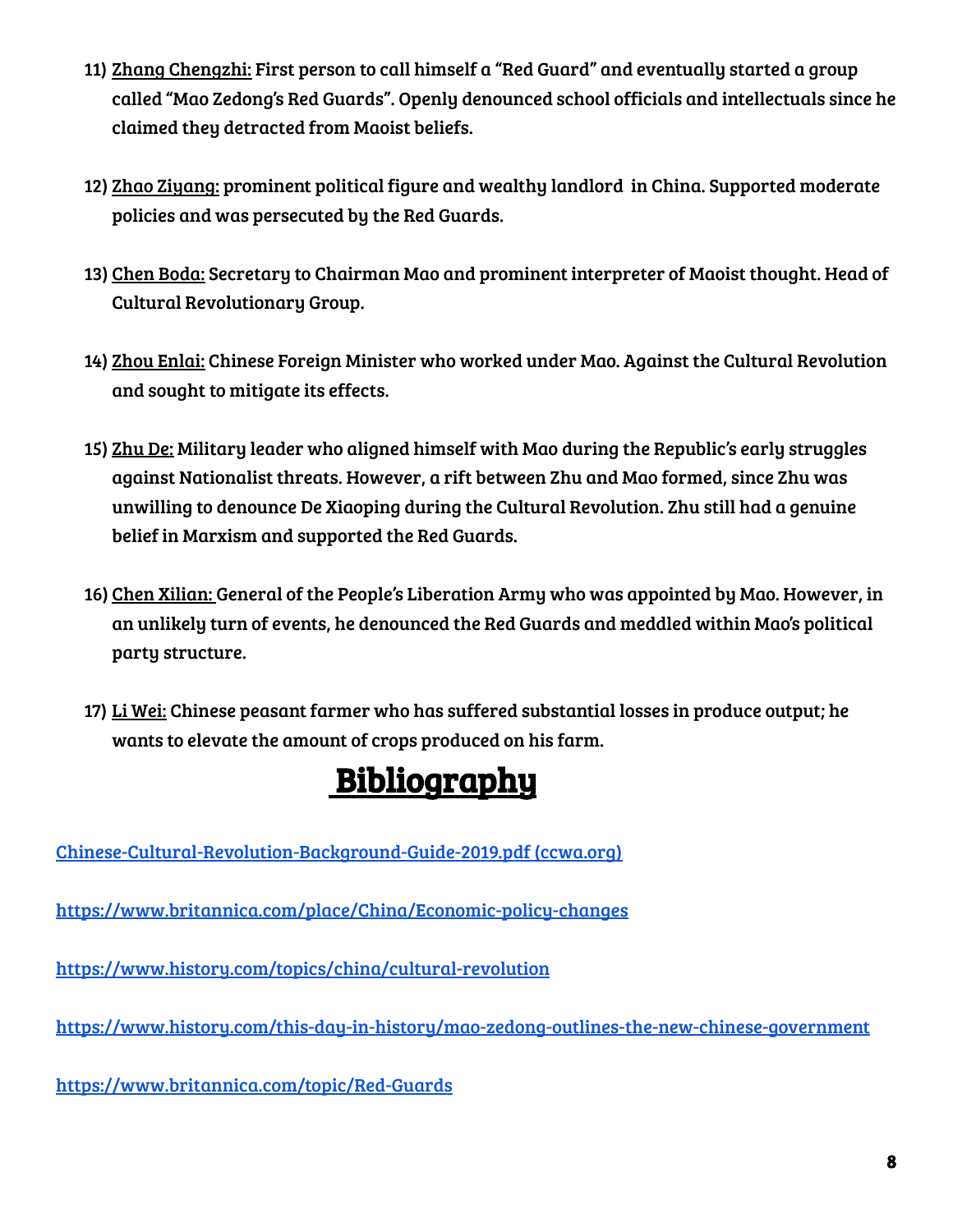11) Zhang Chengzhi: First person to call himself a "Red Guard" and eventually started a group called "Mao Zedong's Red Guards". Openly denounced school officials and intellectuals since he claimed they detracted from Maoist beliefs.

12) Zhao Ziyang: prominent political figure and wealthy landlord in China. Supported moderate policies and was persecuted by the Red Guards.

13) Chen Boda: Secretary to Chairman Mao and prominent interpreter of Maoist thought. Head of Cultural Revolutionary Group.

14) Zhou Enlai: Chinese Foreign Minister who worked under Mao. Against the Cultural Revolution and sought to mitigate its effects.

15) Zhu De: Military leader who aligned himself with Mao during the Republic's early struggles against Nationalist threats. However, a rift between Zhu and Mao formed, since Zhu was unwilling to denounce De Xiaoping during the Cultural Revolution. Zhu still had a genuine belief in Marxism and supported the Red Guards.

16) Chen Xilian: General of the People's Liberation Army who was appointed by Mao. However, in an unlikely turn of events, he denounced the Red Guards and meddled within Mao's political party structure.

17) Li Wei: Chinese peasant farmer who has suffered substantial losses in produce output; he wants to elevate the amount of crops produced on his farm.

# Bibliography

[Chinese-Cultural-Revolution-Background-Guide-2019.pdf (ccwa.org)](Chinese-Cultural-Revolution-Background-Guide-2019.pdf)

https://www.britannica.com/place/China/Economic-policy-changes

https://www.history.com/topics/china/cultural-revolution

https://www.history.com/this-day-in-history/mao-zedong-outlines-the-new-chinese-government

https://www.britannica.com/topic/Red-Guards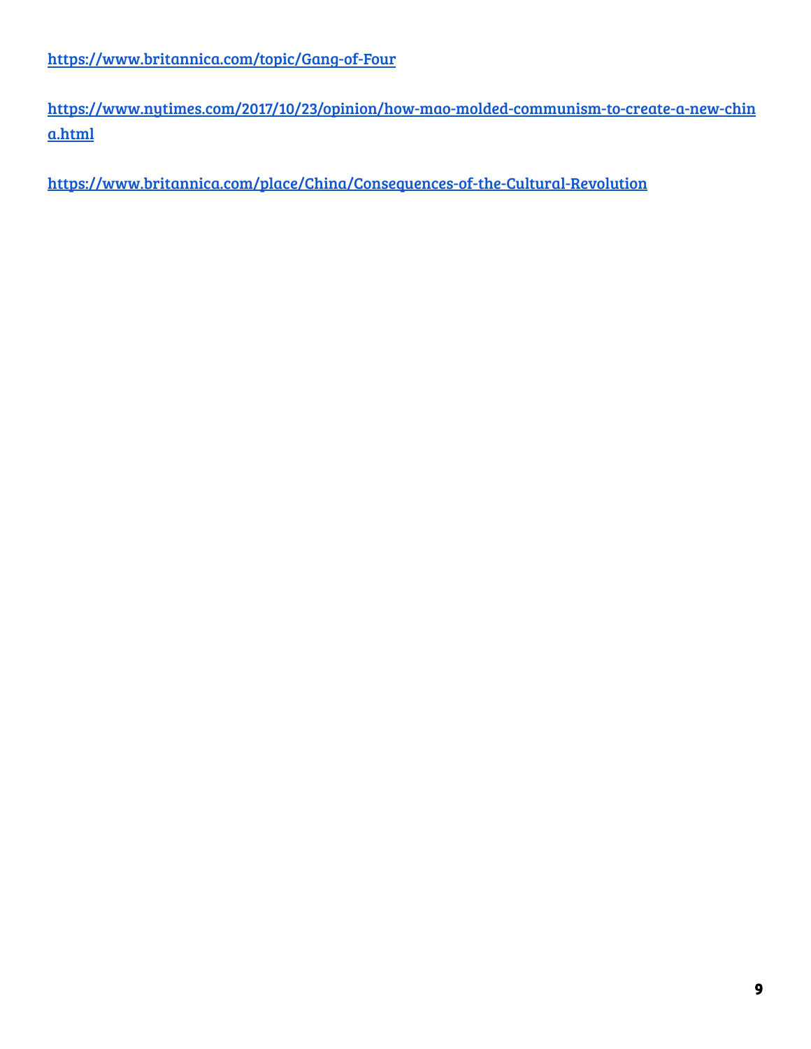https://www.britannica.com/topic/Gang-of-Four

https://www.nytimes.com/2017/10/23/opinion/how-mao-molded-communism-to-create-a-new-china.html

https://www.britannica.com/place/China/Consequences-of-the-Cultural-Revolution